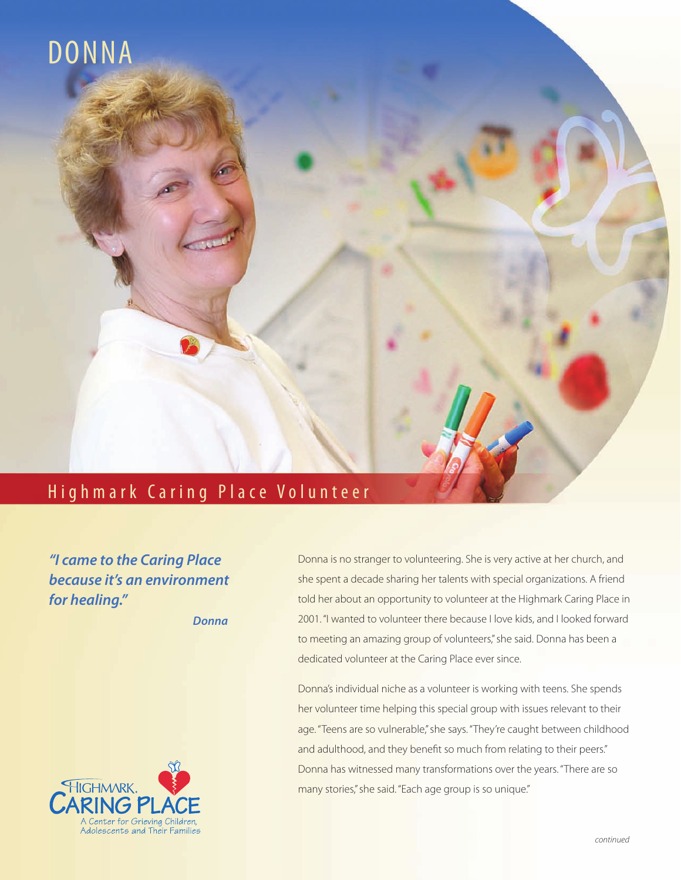# DONNA

## Highmark Caring Place Volunteer

***"I came to the Caring Place because it's an environment for healing."***

***Donna***

Donna is no stranger to volunteering. She is very active at her church, and she spent a decade sharing her talents with special organizations. A friend told her about an opportunity to volunteer at the Highmark Caring Place in 2001. "I wanted to volunteer there because I love kids, and I looked forward to meeting an amazing group of volunteers," she said. Donna has been a dedicated volunteer at the Caring Place ever since.

Donna's individual niche as a volunteer is working with teens. She spends her volunteer time helping this special group with issues relevant to their age. "Teens are so vulnerable," she says. "They're caught between childhood and adulthood, and they benefit so much from relating to their peers." Donna has witnessed many transformations over the years. "There are so many stories," she said. "Each age group is so unique."

HIGHMARK. CARING PLACE
A Center for Grieving Children, Adolescents and Their Families

*continued*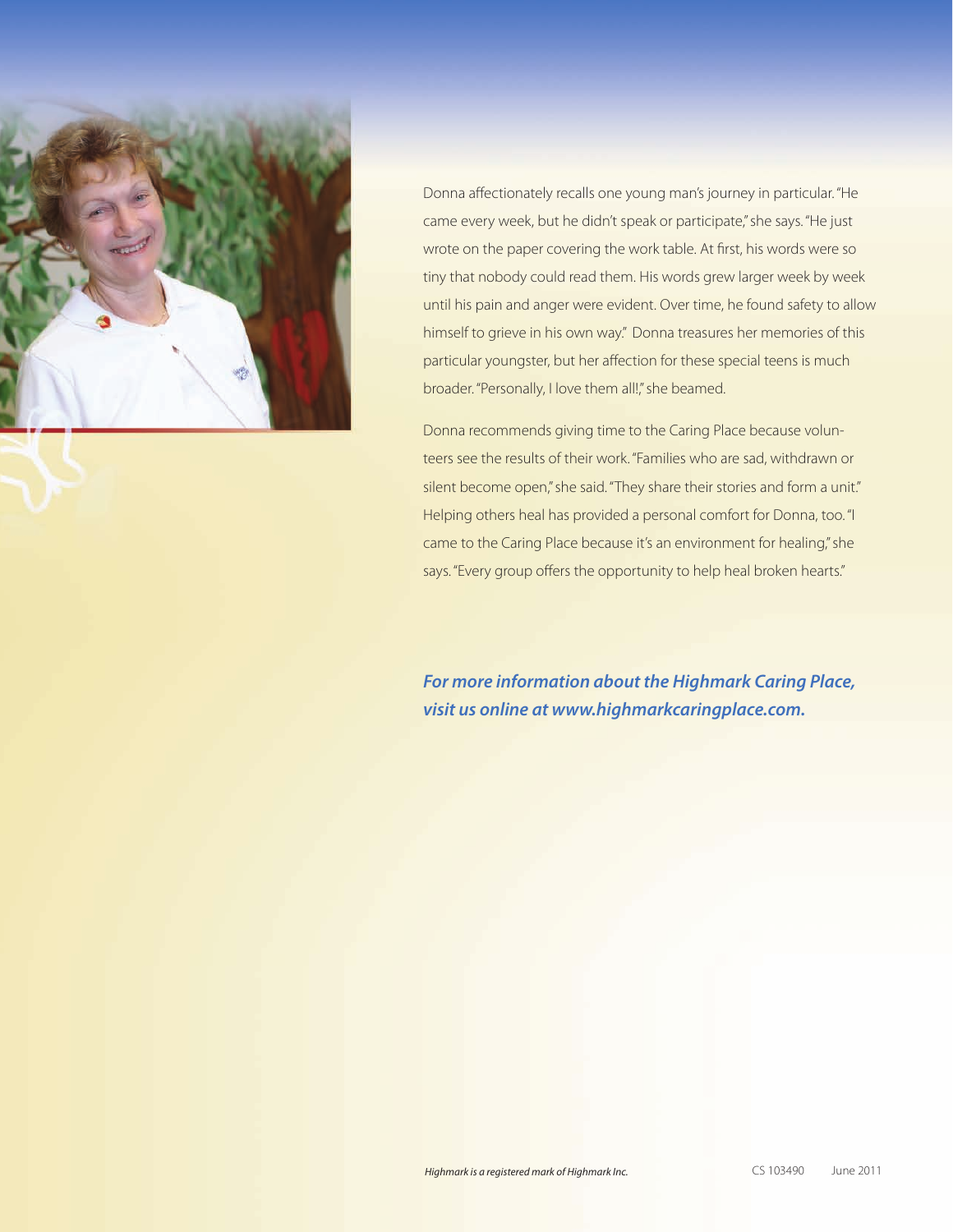Donna affectionately recalls one young man's journey in particular. "He came every week, but he didn't speak or participate," she says. "He just wrote on the paper covering the work table. At first, his words were so tiny that nobody could read them. His words grew larger week by week until his pain and anger were evident. Over time, he found safety to allow himself to grieve in his own way." Donna treasures her memories of this particular youngster, but her affection for these special teens is much broader. "Personally, I love them all!," she beamed.

Donna recommends giving time to the Caring Place because volunteers see the results of their work. "Families who are sad, withdrawn or silent become open," she said. "They share their stories and form a unit." Helping others heal has provided a personal comfort for Donna, too. "I came to the Caring Place because it's an environment for healing," she says. "Every group offers the opportunity to help heal broken hearts."

***For more information about the Highmark Caring Place, visit us online at www.highmarkcaringplace.com.***

*Highmark is a registered mark of Highmark Inc.*

CS 103490 June 2011